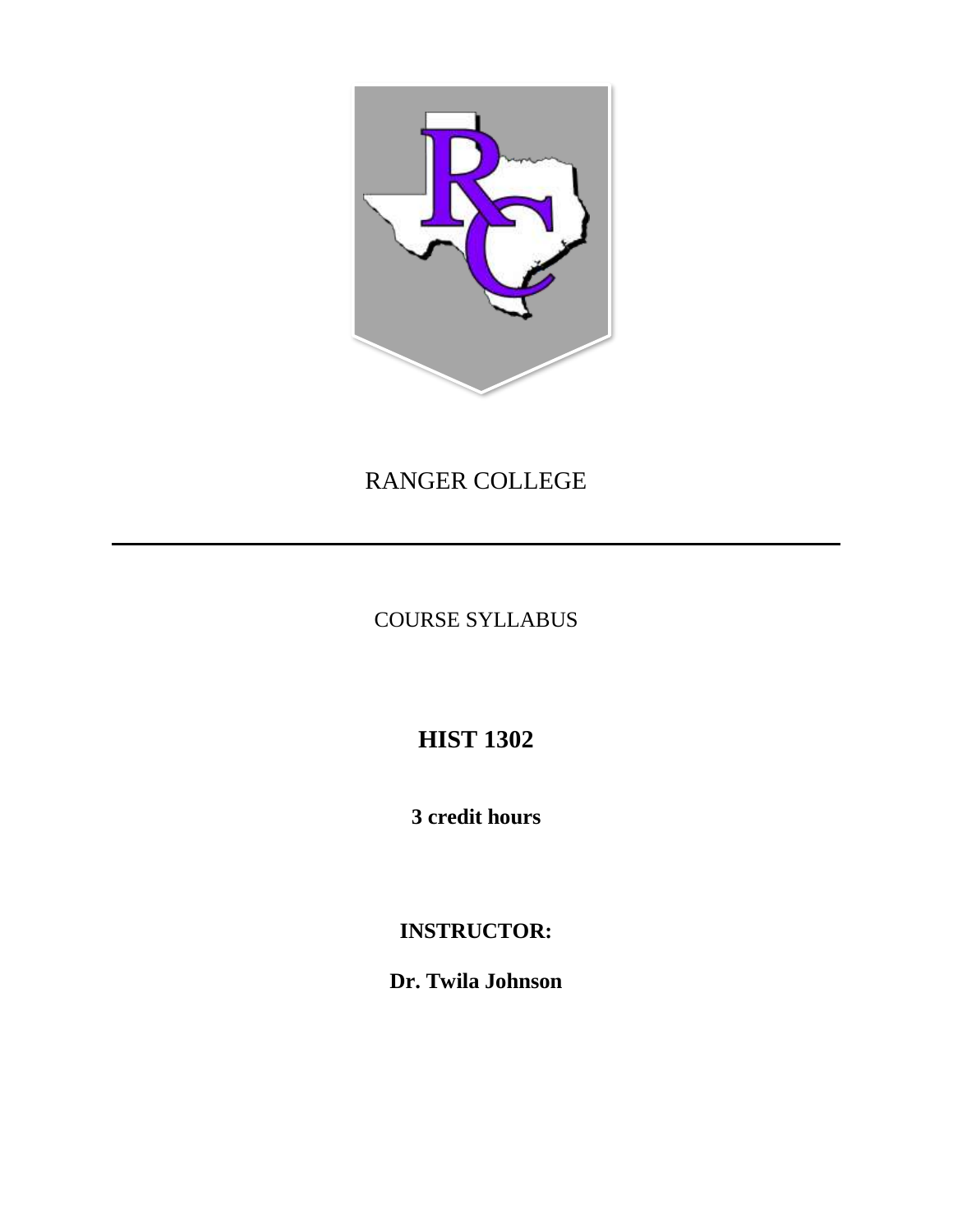# RANGER COLLEGE

---

COURSE SYLLABUS

## HIST 1302

**3 credit hours**

**INSTRUCTOR:**

**Dr. Twila Johnson**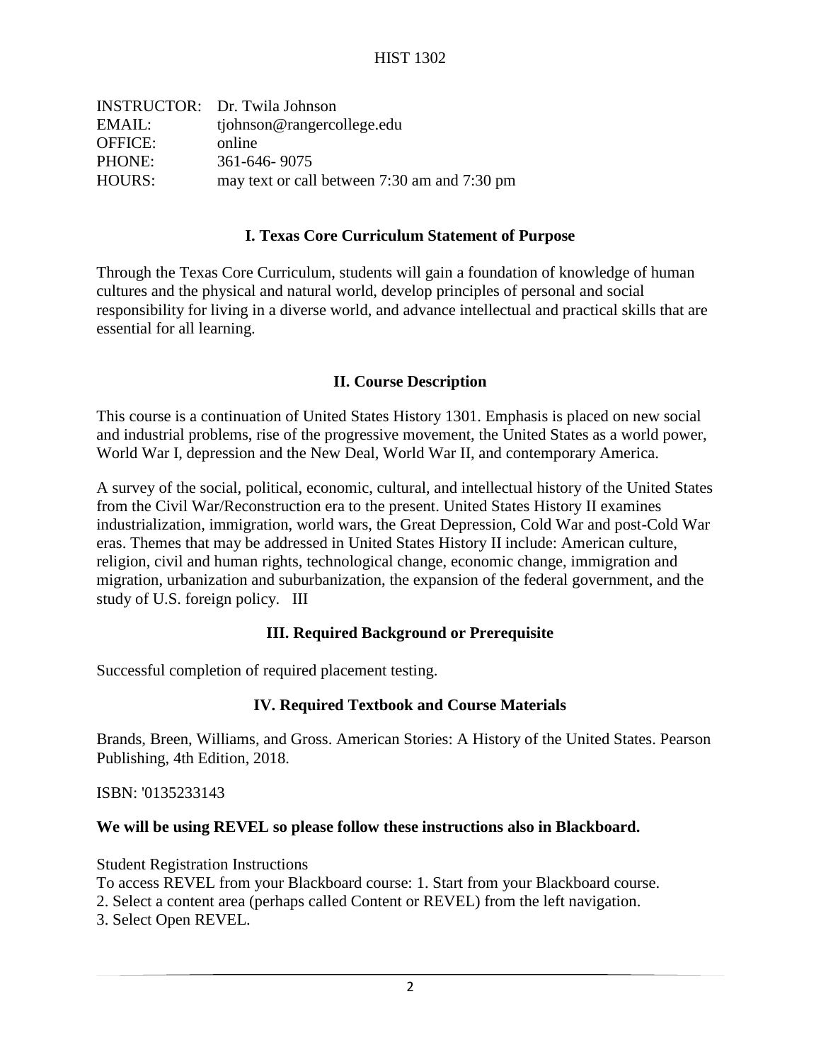# HIST 1302

| | |
|---|---|
| INSTRUCTOR: | Dr. Twila Johnson |
| EMAIL: | tjohnson@rangercollege.edu |
| OFFICE: | online |
| PHONE: | 361-646- 9075 |
| HOURS: | may text or call between 7:30 am and 7:30 pm |

## I. Texas Core Curriculum Statement of Purpose

Through the Texas Core Curriculum, students will gain a foundation of knowledge of human cultures and the physical and natural world, develop principles of personal and social responsibility for living in a diverse world, and advance intellectual and practical skills that are essential for all learning.

## II. Course Description

This course is a continuation of United States History 1301. Emphasis is placed on new social and industrial problems, rise of the progressive movement, the United States as a world power, World War I, depression and the New Deal, World War II, and contemporary America.

A survey of the social, political, economic, cultural, and intellectual history of the United States from the Civil War/Reconstruction era to the present. United States History II examines industrialization, immigration, world wars, the Great Depression, Cold War and post-Cold War eras. Themes that may be addressed in United States History II include: American culture, religion, civil and human rights, technological change, economic change, immigration and migration, urbanization and suburbanization, the expansion of the federal government, and the study of U.S. foreign policy. III

## III. Required Background or Prerequisite

Successful completion of required placement testing.

## IV. Required Textbook and Course Materials

Brands, Breen, Williams, and Gross. American Stories: A History of the United States. Pearson Publishing, 4th Edition, 2018.

ISBN: '0135233143

**We will be using REVEL so please follow these instructions also in Blackboard.**

Student Registration Instructions
To access REVEL from your Blackboard course: 1. Start from your Blackboard course.
2. Select a content area (perhaps called Content or REVEL) from the left navigation.
3. Select Open REVEL.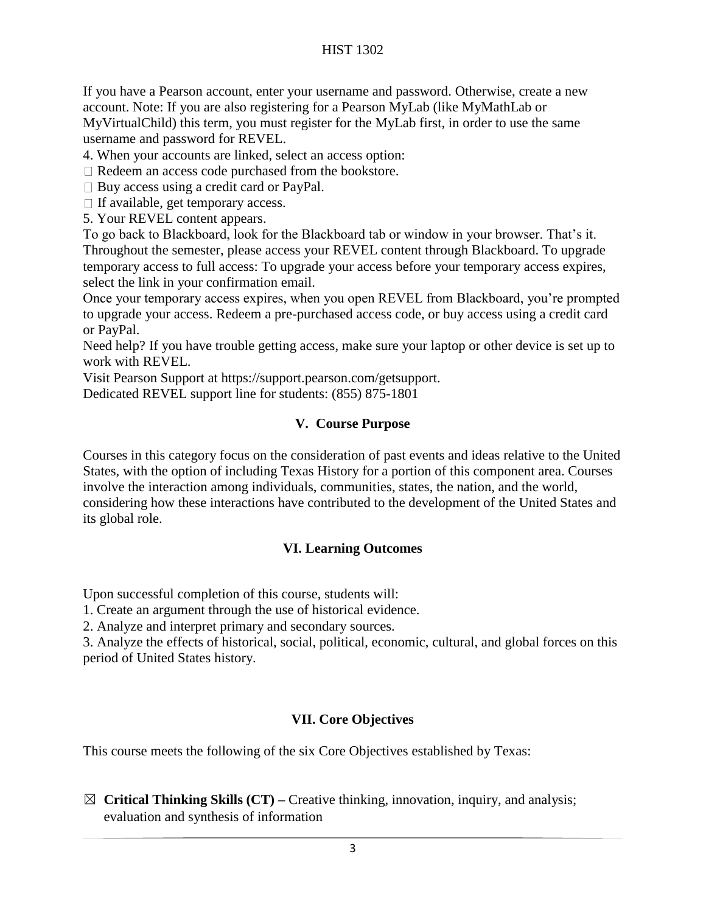If you have a Pearson account, enter your username and password. Otherwise, create a new account. Note: If you are also registering for a Pearson MyLab (like MyMathLab or MyVirtualChild) this term, you must register for the MyLab first, in order to use the same username and password for REVEL.

4. When your accounts are linked, select an access option:

- Redeem an access code purchased from the bookstore.
- Buy access using a credit card or PayPal.
- If available, get temporary access.

5. Your REVEL content appears.

To go back to Blackboard, look for the Blackboard tab or window in your browser. That's it. Throughout the semester, please access your REVEL content through Blackboard. To upgrade temporary access to full access: To upgrade your access before your temporary access expires, select the link in your confirmation email.

Once your temporary access expires, when you open REVEL from Blackboard, you're prompted to upgrade your access. Redeem a pre-purchased access code, or buy access using a credit card or PayPal.

Need help? If you have trouble getting access, make sure your laptop or other device is set up to work with REVEL.

Visit Pearson Support at https://support.pearson.com/getsupport.

Dedicated REVEL support line for students: (855) 875-1801

## V. Course Purpose

Courses in this category focus on the consideration of past events and ideas relative to the United States, with the option of including Texas History for a portion of this component area. Courses involve the interaction among individuals, communities, states, the nation, and the world, considering how these interactions have contributed to the development of the United States and its global role.

## VI. Learning Outcomes

Upon successful completion of this course, students will:

1. Create an argument through the use of historical evidence.
2. Analyze and interpret primary and secondary sources.
3. Analyze the effects of historical, social, political, economic, cultural, and global forces on this period of United States history.

## VII. Core Objectives

This course meets the following of the six Core Objectives established by Texas:

☒ **Critical Thinking Skills (CT) –** Creative thinking, innovation, inquiry, and analysis; evaluation and synthesis of information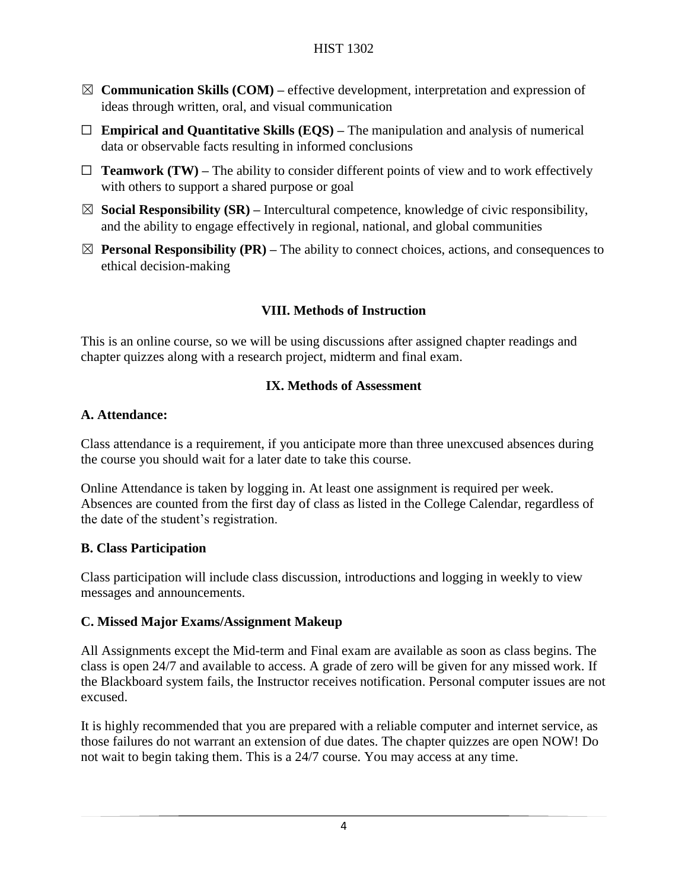- ☒ **Communication Skills (COM) –** effective development, interpretation and expression of ideas through written, oral, and visual communication
- ☐ **Empirical and Quantitative Skills (EQS) –** The manipulation and analysis of numerical data or observable facts resulting in informed conclusions
- ☐ **Teamwork (TW) –** The ability to consider different points of view and to work effectively with others to support a shared purpose or goal
- ☒ **Social Responsibility (SR) –** Intercultural competence, knowledge of civic responsibility, and the ability to engage effectively in regional, national, and global communities
- ☒ **Personal Responsibility (PR) –** The ability to connect choices, actions, and consequences to ethical decision-making

## VIII. Methods of Instruction

This is an online course, so we will be using discussions after assigned chapter readings and chapter quizzes along with a research project, midterm and final exam.

## IX. Methods of Assessment

### A. Attendance:

Class attendance is a requirement, if you anticipate more than three unexcused absences during the course you should wait for a later date to take this course.

Online Attendance is taken by logging in. At least one assignment is required per week. Absences are counted from the first day of class as listed in the College Calendar, regardless of the date of the student's registration.

### B. Class Participation

Class participation will include class discussion, introductions and logging in weekly to view messages and announcements.

### C. Missed Major Exams/Assignment Makeup

All Assignments except the Mid-term and Final exam are available as soon as class begins. The class is open 24/7 and available to access. A grade of zero will be given for any missed work. If the Blackboard system fails, the Instructor receives notification. Personal computer issues are not excused.

It is highly recommended that you are prepared with a reliable computer and internet service, as those failures do not warrant an extension of due dates. The chapter quizzes are open NOW! Do not wait to begin taking them. This is a 24/7 course. You may access at any time.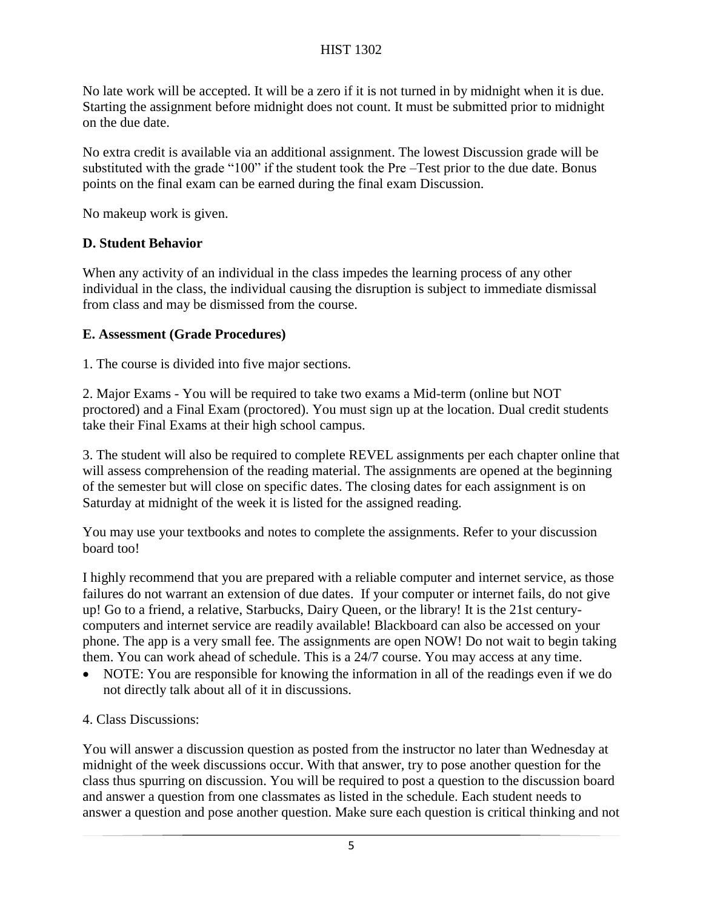No late work will be accepted. It will be a zero if it is not turned in by midnight when it is due. Starting the assignment before midnight does not count. It must be submitted prior to midnight on the due date.

No extra credit is available via an additional assignment. The lowest Discussion grade will be substituted with the grade "100" if the student took the Pre –Test prior to the due date. Bonus points on the final exam can be earned during the final exam Discussion.

No makeup work is given.

**D. Student Behavior**

When any activity of an individual in the class impedes the learning process of any other individual in the class, the individual causing the disruption is subject to immediate dismissal from class and may be dismissed from the course.

**E. Assessment (Grade Procedures)**

1. The course is divided into five major sections.

2. Major Exams - You will be required to take two exams a Mid-term (online but NOT proctored) and a Final Exam (proctored). You must sign up at the location. Dual credit students take their Final Exams at their high school campus.

3. The student will also be required to complete REVEL assignments per each chapter online that will assess comprehension of the reading material. The assignments are opened at the beginning of the semester but will close on specific dates. The closing dates for each assignment is on Saturday at midnight of the week it is listed for the assigned reading.

You may use your textbooks and notes to complete the assignments. Refer to your discussion board too!

I highly recommend that you are prepared with a reliable computer and internet service, as those failures do not warrant an extension of due dates. If your computer or internet fails, do not give up! Go to a friend, a relative, Starbucks, Dairy Queen, or the library! It is the 21st century- computers and internet service are readily available! Blackboard can also be accessed on your phone. The app is a very small fee. The assignments are open NOW! Do not wait to begin taking them. You can work ahead of schedule. This is a 24/7 course. You may access at any time.

- NOTE: You are responsible for knowing the information in all of the readings even if we do not directly talk about all of it in discussions.

4. Class Discussions:

You will answer a discussion question as posted from the instructor no later than Wednesday at midnight of the week discussions occur. With that answer, try to pose another question for the class thus spurring on discussion. You will be required to post a question to the discussion board and answer a question from one classmates as listed in the schedule. Each student needs to answer a question and pose another question. Make sure each question is critical thinking and not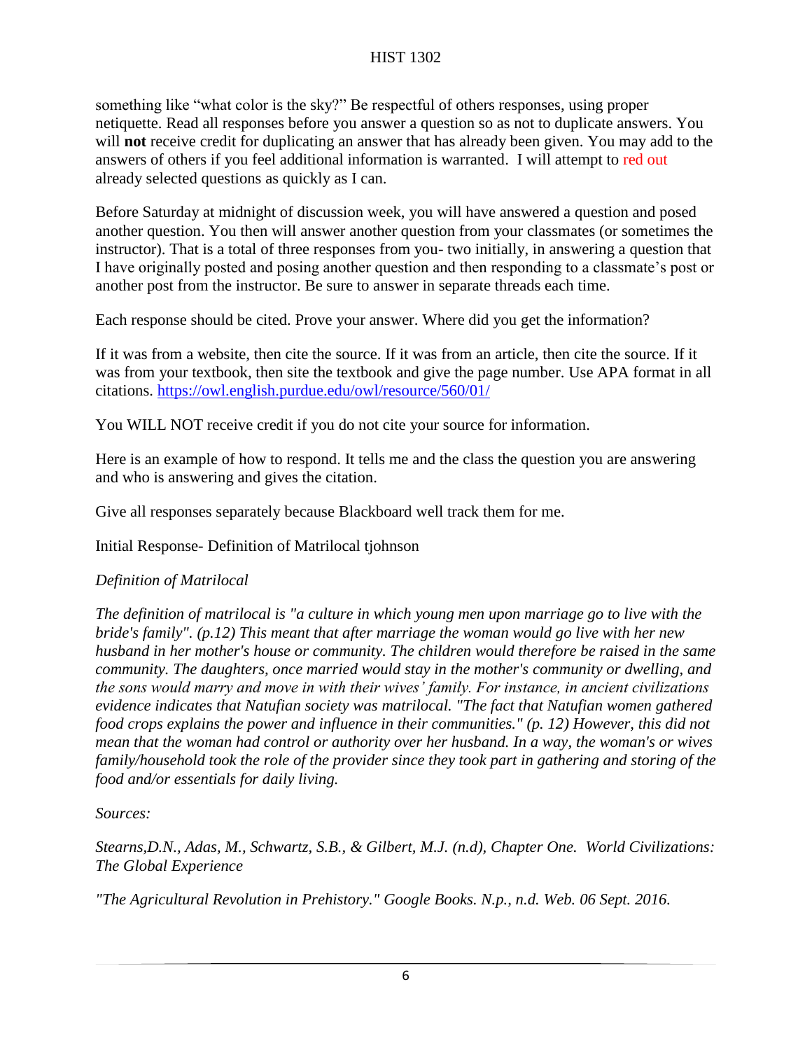something like "what color is the sky?" Be respectful of others responses, using proper netiquette. Read all responses before you answer a question so as not to duplicate answers. You will **not** receive credit for duplicating an answer that has already been given. You may add to the answers of others if you feel additional information is warranted. I will attempt to red out already selected questions as quickly as I can.

Before Saturday at midnight of discussion week, you will have answered a question and posed another question. You then will answer another question from your classmates (or sometimes the instructor). That is a total of three responses from you- two initially, in answering a question that I have originally posted and posing another question and then responding to a classmate's post or another post from the instructor. Be sure to answer in separate threads each time.

Each response should be cited. Prove your answer. Where did you get the information?

If it was from a website, then cite the source. If it was from an article, then cite the source. If it was from your textbook, then site the textbook and give the page number. Use APA format in all citations. https://owl.english.purdue.edu/owl/resource/560/01/

You WILL NOT receive credit if you do not cite your source for information.

Here is an example of how to respond. It tells me and the class the question you are answering and who is answering and gives the citation.

Give all responses separately because Blackboard well track them for me.

Initial Response- Definition of Matrilocal tjohnson

*Definition of Matrilocal*

*The definition of matrilocal is "a culture in which young men upon marriage go to live with the bride's family". (p.12) This meant that after marriage the woman would go live with her new husband in her mother's house or community. The children would therefore be raised in the same community. The daughters, once married would stay in the mother's community or dwelling, and the sons would marry and move in with their wives' family. For instance, in ancient civilizations evidence indicates that Natufian society was matrilocal. "The fact that Natufian women gathered food crops explains the power and influence in their communities." (p. 12) However, this did not mean that the woman had control or authority over her husband. In a way, the woman's or wives family/household took the role of the provider since they took part in gathering and storing of the food and/or essentials for daily living.*

*Sources:*

*Stearns,D.N., Adas, M., Schwartz, S.B., & Gilbert, M.J. (n.d), Chapter One. World Civilizations: The Global Experience*

*"The Agricultural Revolution in Prehistory." Google Books. N.p., n.d. Web. 06 Sept. 2016.*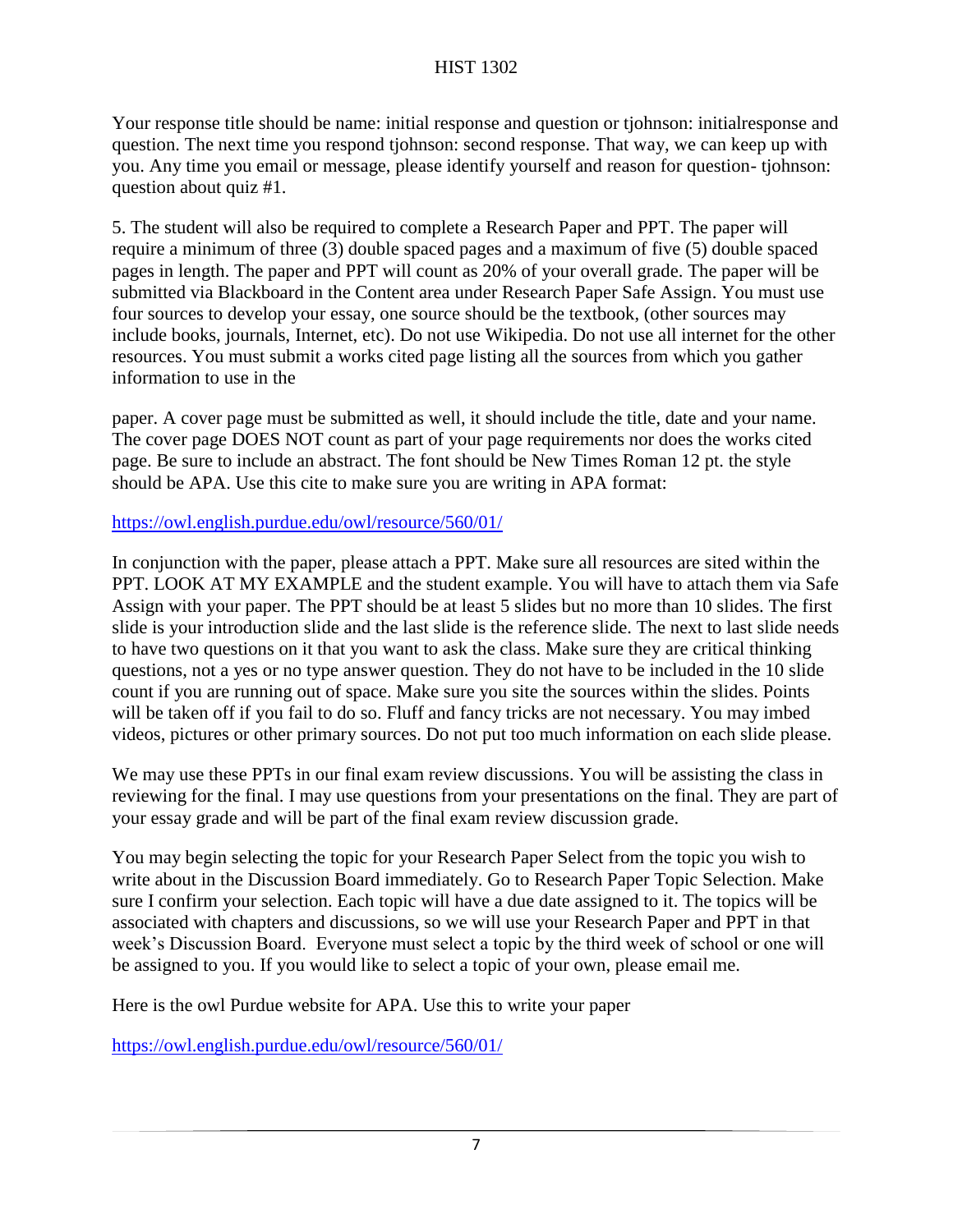Your response title should be name: initial response and question or tjohnson: initialresponse and question. The next time you respond tjohnson: second response. That way, we can keep up with you. Any time you email or message, please identify yourself and reason for question- tjohnson: question about quiz #1.

5. The student will also be required to complete a Research Paper and PPT. The paper will require a minimum of three (3) double spaced pages and a maximum of five (5) double spaced pages in length. The paper and PPT will count as 20% of your overall grade. The paper will be submitted via Blackboard in the Content area under Research Paper Safe Assign. You must use four sources to develop your essay, one source should be the textbook, (other sources may include books, journals, Internet, etc). Do not use Wikipedia. Do not use all internet for the other resources. You must submit a works cited page listing all the sources from which you gather information to use in the

paper. A cover page must be submitted as well, it should include the title, date and your name. The cover page DOES NOT count as part of your page requirements nor does the works cited page. Be sure to include an abstract. The font should be New Times Roman 12 pt. the style should be APA. Use this cite to make sure you are writing in APA format:

https://owl.english.purdue.edu/owl/resource/560/01/

In conjunction with the paper, please attach a PPT. Make sure all resources are sited within the PPT. LOOK AT MY EXAMPLE and the student example. You will have to attach them via Safe Assign with your paper. The PPT should be at least 5 slides but no more than 10 slides. The first slide is your introduction slide and the last slide is the reference slide. The next to last slide needs to have two questions on it that you want to ask the class. Make sure they are critical thinking questions, not a yes or no type answer question. They do not have to be included in the 10 slide count if you are running out of space. Make sure you site the sources within the slides. Points will be taken off if you fail to do so. Fluff and fancy tricks are not necessary. You may imbed videos, pictures or other primary sources. Do not put too much information on each slide please.

We may use these PPTs in our final exam review discussions. You will be assisting the class in reviewing for the final. I may use questions from your presentations on the final. They are part of your essay grade and will be part of the final exam review discussion grade.

You may begin selecting the topic for your Research Paper Select from the topic you wish to write about in the Discussion Board immediately. Go to Research Paper Topic Selection. Make sure I confirm your selection. Each topic will have a due date assigned to it. The topics will be associated with chapters and discussions, so we will use your Research Paper and PPT in that week's Discussion Board. Everyone must select a topic by the third week of school or one will be assigned to you. If you would like to select a topic of your own, please email me.

Here is the owl Purdue website for APA. Use this to write your paper

https://owl.english.purdue.edu/owl/resource/560/01/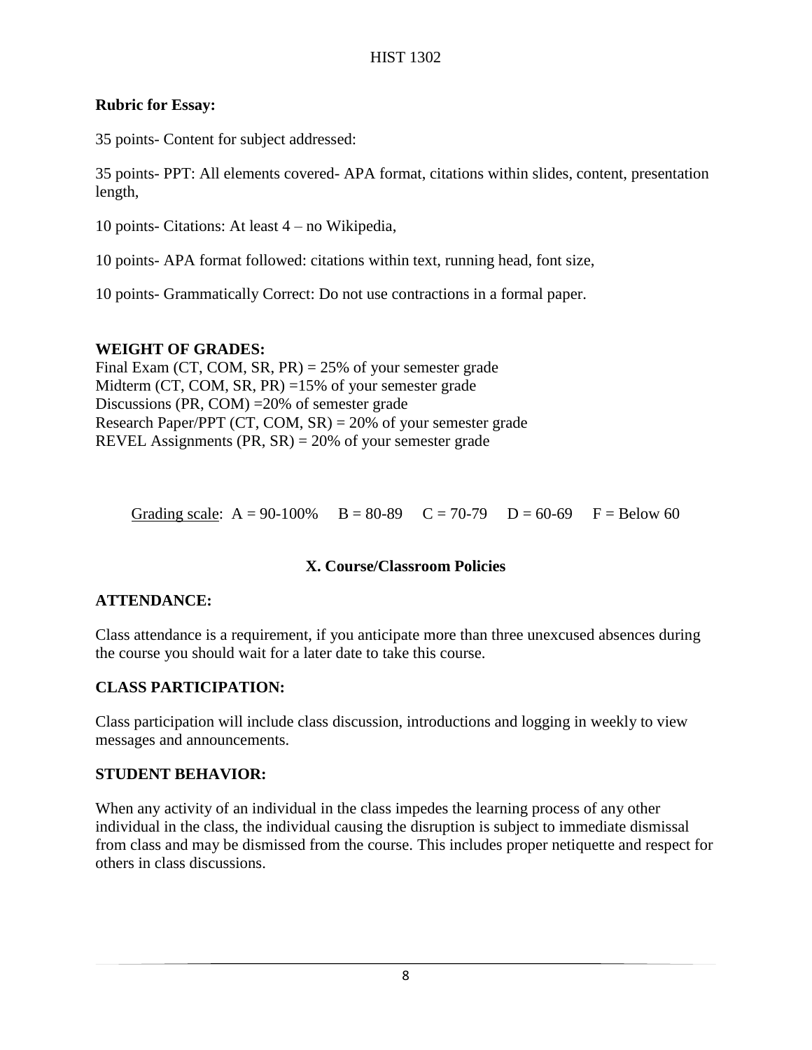**Rubric for Essay:**

35 points- Content for subject addressed:

35 points- PPT: All elements covered- APA format, citations within slides, content, presentation length,

10 points- Citations: At least 4 – no Wikipedia,

10 points- APA format followed: citations within text, running head, font size,

10 points- Grammatically Correct: Do not use contractions in a formal paper.

**WEIGHT OF GRADES:**

Final Exam (CT, COM, SR, PR) = 25% of your semester grade
Midterm (CT, COM, SR, PR) =15% of your semester grade
Discussions (PR, COM) =20% of semester grade
Research Paper/PPT (CT, COM, SR) = 20% of your semester grade
REVEL Assignments (PR, SR) = 20% of your semester grade

Grading scale: A = 90-100% B = 80-89 C = 70-79 D = 60-69 F = Below 60

## X. Course/Classroom Policies

**ATTENDANCE:**

Class attendance is a requirement, if you anticipate more than three unexcused absences during the course you should wait for a later date to take this course.

**CLASS PARTICIPATION:**

Class participation will include class discussion, introductions and logging in weekly to view messages and announcements.

**STUDENT BEHAVIOR:**

When any activity of an individual in the class impedes the learning process of any other individual in the class, the individual causing the disruption is subject to immediate dismissal from class and may be dismissed from the course. This includes proper netiquette and respect for others in class discussions.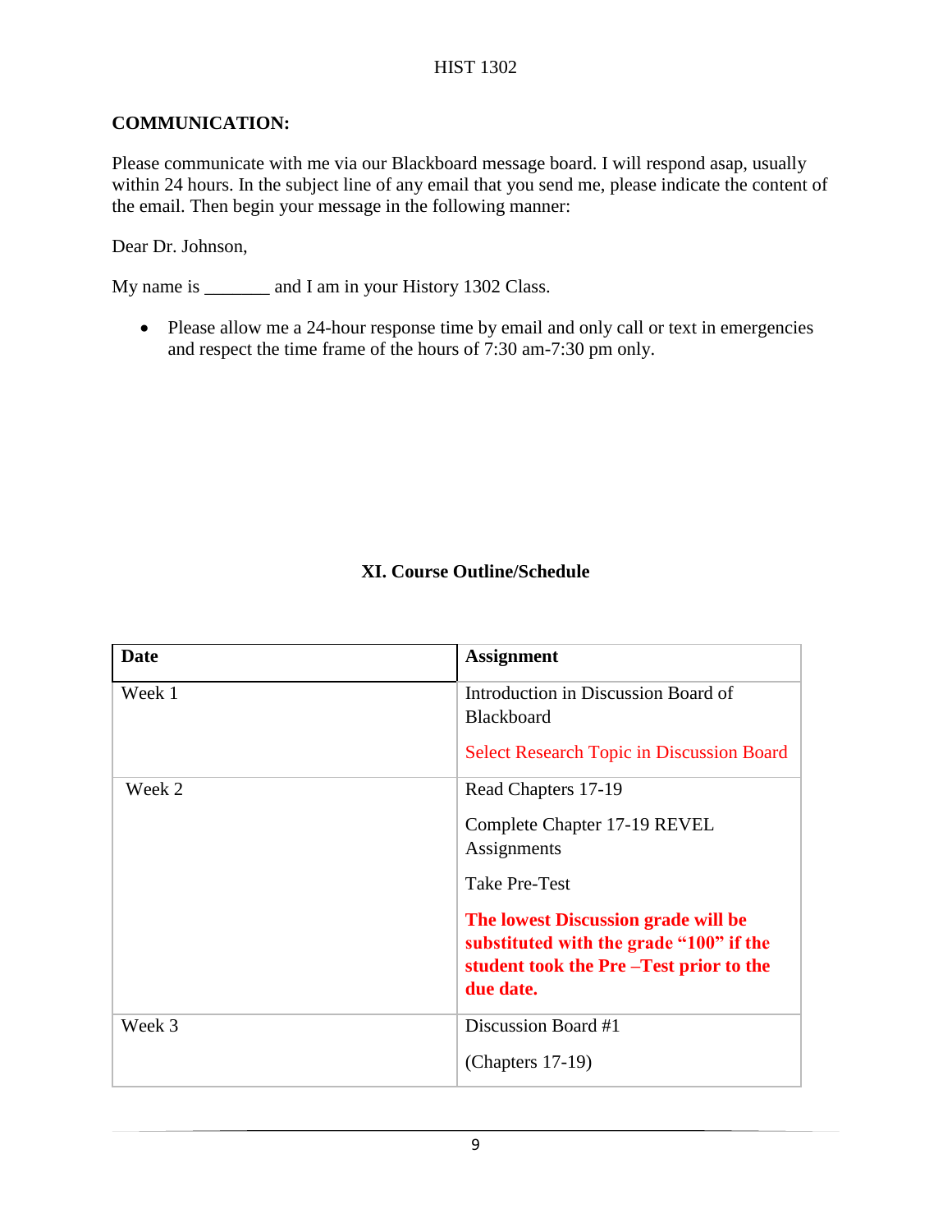**COMMUNICATION:**

Please communicate with me via our Blackboard message board. I will respond asap, usually within 24 hours. In the subject line of any email that you send me, please indicate the content of the email. Then begin your message in the following manner:

Dear Dr. Johnson,

My name is _______ and I am in your History 1302 Class.

- Please allow me a 24-hour response time by email and only call or text in emergencies and respect the time frame of the hours of 7:30 am-7:30 pm only.

### XI. Course Outline/Schedule

| Date | Assignment |
|---|---|
| Week 1 | Introduction in Discussion Board of Blackboard<br><br>Select Research Topic in Discussion Board |
| Week 2 | Read Chapters 17-19<br><br>Complete Chapter 17-19 REVEL Assignments<br><br>Take Pre-Test<br><br>**The lowest Discussion grade will be substituted with the grade "100" if the student took the Pre –Test prior to the due date.** |
| Week 3 | Discussion Board #1<br><br>(Chapters 17-19) |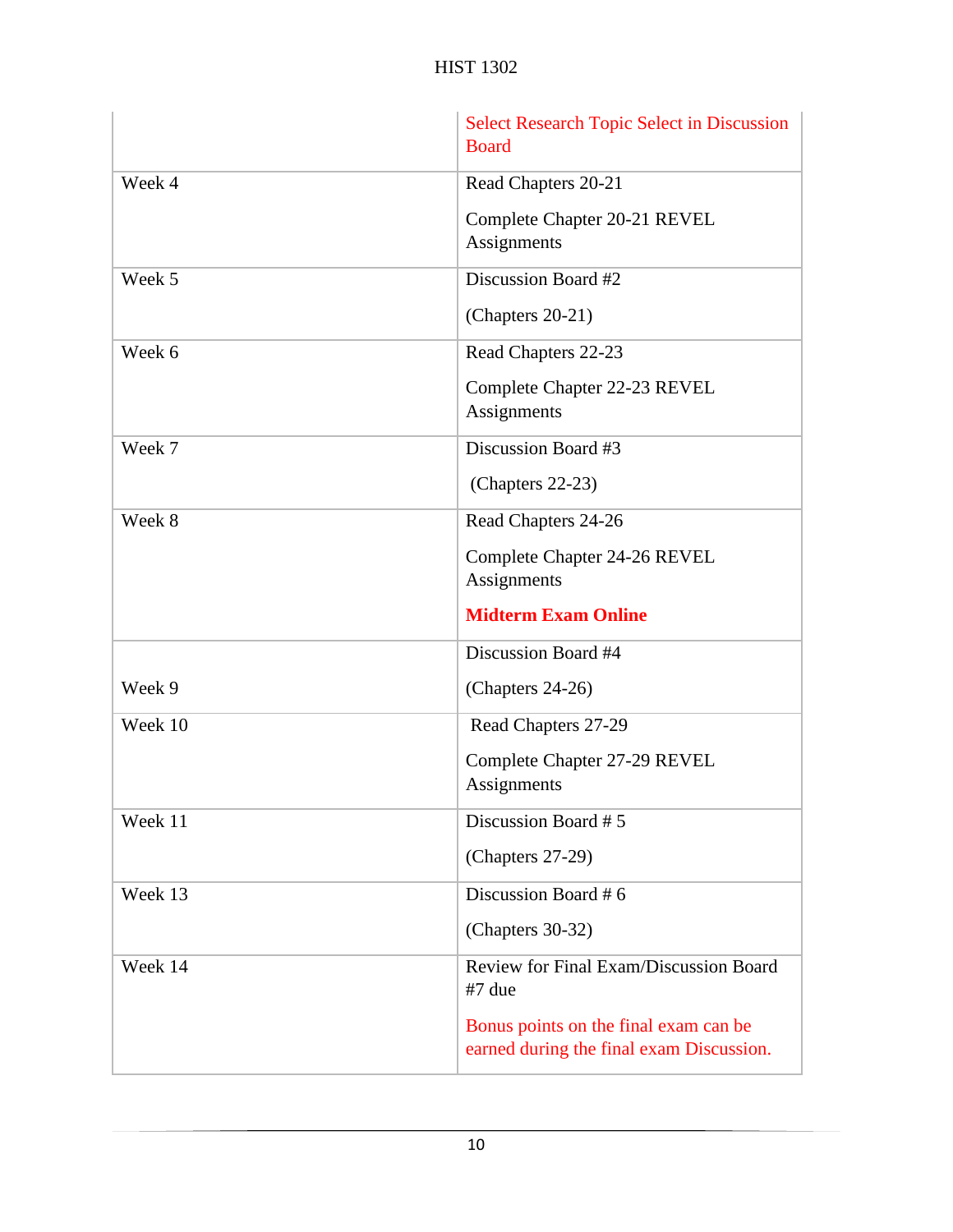| | |
|---|---|
| | Select Research Topic Select in Discussion Board |
| Week 4 | Read Chapters 20-21<br><br>Complete Chapter 20-21 REVEL Assignments |
| Week 5 | Discussion Board #2<br><br>(Chapters 20-21) |
| Week 6 | Read Chapters 22-23<br><br>Complete Chapter 22-23 REVEL Assignments |
| Week 7 | Discussion Board #3<br><br>(Chapters 22-23) |
| Week 8 | Read Chapters 24-26<br><br>Complete Chapter 24-26 REVEL Assignments<br><br>**Midterm Exam Online** |
| Week 9 | Discussion Board #4<br><br>(Chapters 24-26) |
| Week 10 | Read Chapters 27-29<br><br>Complete Chapter 27-29 REVEL Assignments |
| Week 11 | Discussion Board # 5<br><br>(Chapters 27-29) |
| Week 13 | Discussion Board # 6<br><br>(Chapters 30-32) |
| Week 14 | Review for Final Exam/Discussion Board #7 due<br><br>Bonus points on the final exam can be earned during the final exam Discussion. |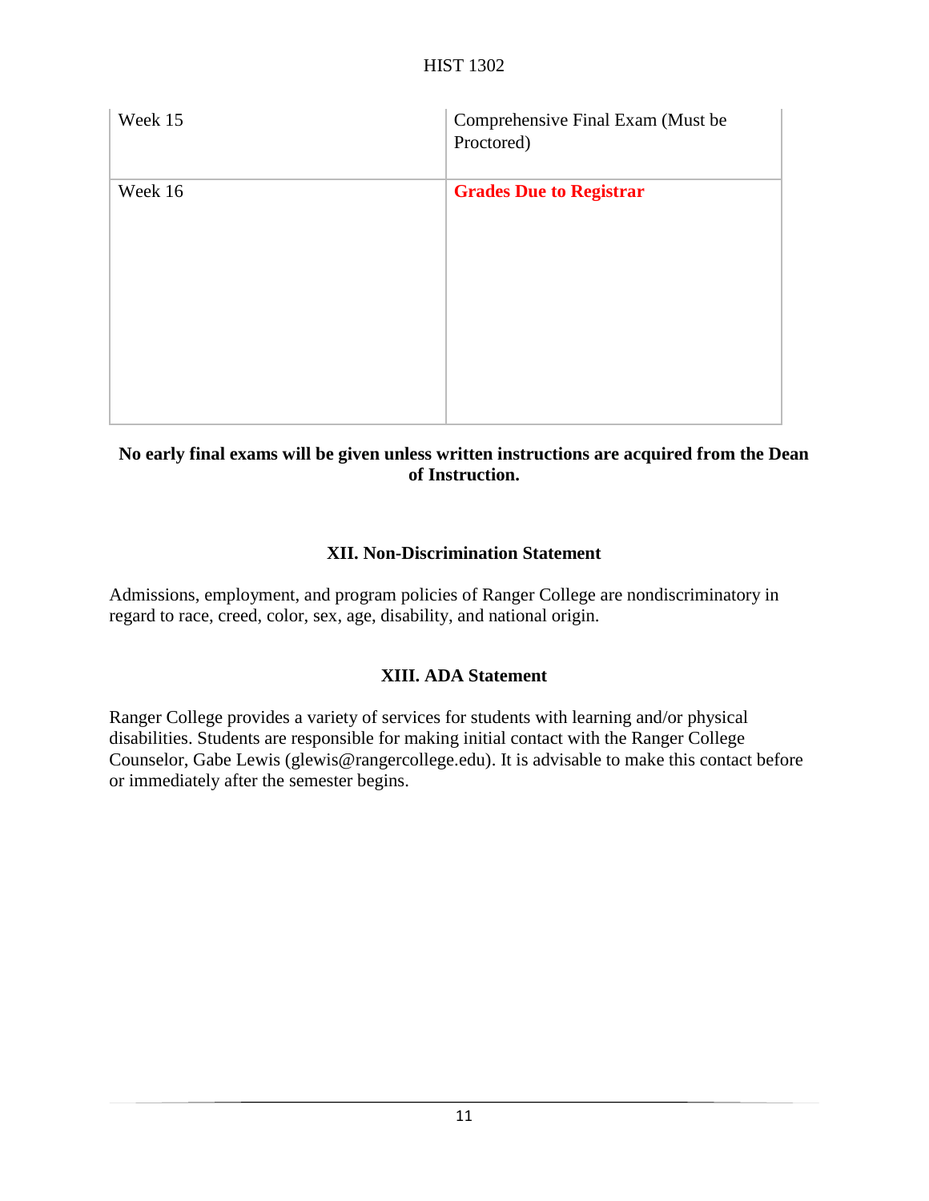| | |
|---|---|
| Week 15 | Comprehensive Final Exam (Must be Proctored) |
| Week 16 | **Grades Due to Registrar** |

**No early final exams will be given unless written instructions are acquired from the Dean of Instruction.**

## XII. Non-Discrimination Statement

Admissions, employment, and program policies of Ranger College are nondiscriminatory in regard to race, creed, color, sex, age, disability, and national origin.

## XIII. ADA Statement

Ranger College provides a variety of services for students with learning and/or physical disabilities. Students are responsible for making initial contact with the Ranger College Counselor, Gabe Lewis (glewis@rangercollege.edu). It is advisable to make this contact before or immediately after the semester begins.